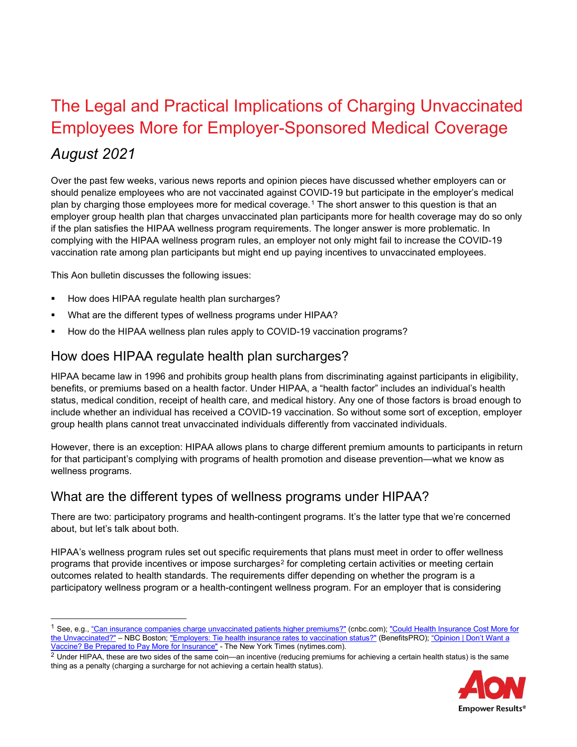# The Legal and Practical Implications of Charging Unvaccinated Employees More for Employer-Sponsored Medical Coverage

## *August 2021*

Over the past few weeks, various news reports and opinion pieces have discussed whether employers can or should penalize employees who are not vaccinated against COVID-19 but participate in the employer's medical plan by charging those employees more for medical coverage.[1] The short answer to this question is that an employer group health plan that charges unvaccinated plan participants more for health coverage may do so only if the plan satisfies the HIPAA wellness program requirements. The longer answer is more problematic. In complying with the HIPAA wellness program rules, an employer not only might fail to increase the COVID-19 vaccination rate among plan participants but might end up paying incentives to unvaccinated employees.

This Aon bulletin discusses the following issues:

- How does HIPAA regulate health plan surcharges?
- What are the different types of wellness programs under HIPAA?
- How do the HIPAA wellness plan rules apply to COVID-19 vaccination programs?

## How does HIPAA regulate health plan surcharges?

HIPAA became law in 1996 and prohibits group health plans from discriminating against participants in eligibility, benefits, or premiums based on a health factor. Under HIPAA, a "health factor" includes an individual's health status, medical condition, receipt of health care, and medical history. Any one of those factors is broad enough to include whether an individual has received a COVID-19 vaccination. So without some sort of exception, employer group health plans cannot treat unvaccinated individuals differently from vaccinated individuals.

However, there is an exception: HIPAA allows plans to charge different premium amounts to participants in return for that participant's complying with programs of health promotion and disease prevention—what we know as wellness programs.

## What are the different types of wellness programs under HIPAA?

There are two: participatory programs and health-contingent programs. It's the latter type that we're concerned about, but let's talk about both.

HIPAA's wellness program rules set out specific requirements that plans must meet in order to offer wellness programs that provide incentives or impose surcharges[2] for completing certain activities or meeting certain outcomes related to health standards. The requirements differ depending on whether the program is a participatory wellness program or a health-contingent wellness program. For an employer that is considering

---

[1] See, e.g., "Can insurance companies charge unvaccinated patients higher premiums?" (cnbc.com); "Could Health Insurance Cost More for the Unvaccinated?" – NBC Boston; "Employers: Tie health insurance rates to vaccination status?" (BenefitsPRO); "Opinion | Don't Want a Vaccine? Be Prepared to Pay More for Insurance" - The New York Times (nytimes.com).

[2] Under HIPAA, these are two sides of the same coin—an incentive (reducing premiums for achieving a certain health status) is the same thing as a penalty (charging a surcharge for not achieving a certain health status).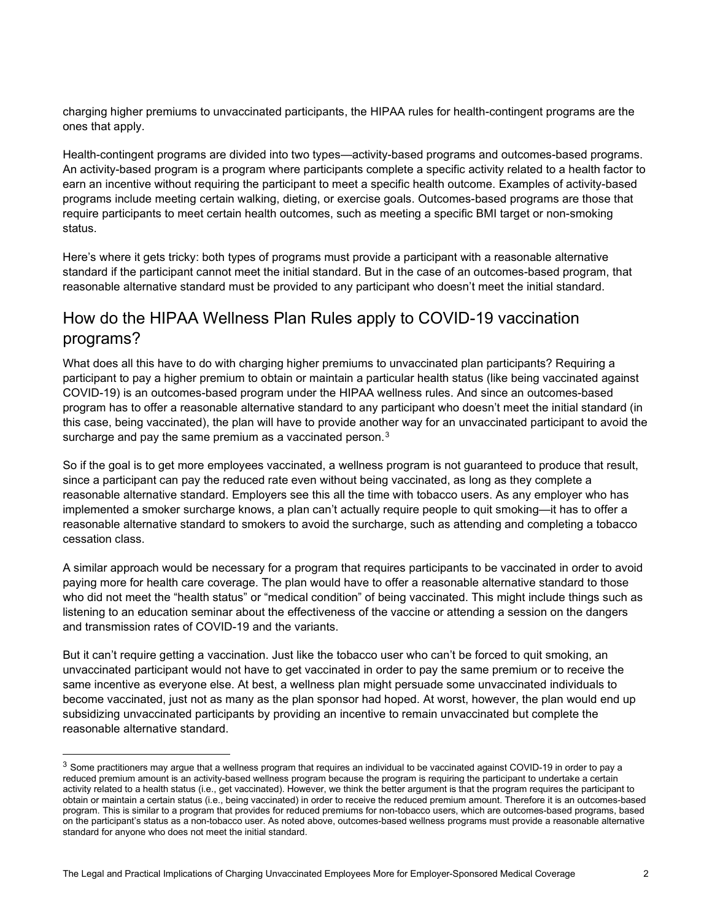charging higher premiums to unvaccinated participants, the HIPAA rules for health-contingent programs are the ones that apply.

Health-contingent programs are divided into two types—activity-based programs and outcomes-based programs. An activity-based program is a program where participants complete a specific activity related to a health factor to earn an incentive without requiring the participant to meet a specific health outcome. Examples of activity-based programs include meeting certain walking, dieting, or exercise goals. Outcomes-based programs are those that require participants to meet certain health outcomes, such as meeting a specific BMI target or non-smoking status.

Here's where it gets tricky: both types of programs must provide a participant with a reasonable alternative standard if the participant cannot meet the initial standard. But in the case of an outcomes-based program, that reasonable alternative standard must be provided to any participant who doesn't meet the initial standard.

## How do the HIPAA Wellness Plan Rules apply to COVID-19 vaccination programs?

What does all this have to do with charging higher premiums to unvaccinated plan participants? Requiring a participant to pay a higher premium to obtain or maintain a particular health status (like being vaccinated against COVID-19) is an outcomes-based program under the HIPAA wellness rules. And since an outcomes-based program has to offer a reasonable alternative standard to any participant who doesn't meet the initial standard (in this case, being vaccinated), the plan will have to provide another way for an unvaccinated participant to avoid the surcharge and pay the same premium as a vaccinated person.[3]

So if the goal is to get more employees vaccinated, a wellness program is not guaranteed to produce that result, since a participant can pay the reduced rate even without being vaccinated, as long as they complete a reasonable alternative standard. Employers see this all the time with tobacco users. As any employer who has implemented a smoker surcharge knows, a plan can't actually require people to quit smoking—it has to offer a reasonable alternative standard to smokers to avoid the surcharge, such as attending and completing a tobacco cessation class.

A similar approach would be necessary for a program that requires participants to be vaccinated in order to avoid paying more for health care coverage. The plan would have to offer a reasonable alternative standard to those who did not meet the "health status" or "medical condition" of being vaccinated. This might include things such as listening to an education seminar about the effectiveness of the vaccine or attending a session on the dangers and transmission rates of COVID-19 and the variants.

But it can't require getting a vaccination. Just like the tobacco user who can't be forced to quit smoking, an unvaccinated participant would not have to get vaccinated in order to pay the same premium or to receive the same incentive as everyone else. At best, a wellness plan might persuade some unvaccinated individuals to become vaccinated, just not as many as the plan sponsor had hoped. At worst, however, the plan would end up subsidizing unvaccinated participants by providing an incentive to remain unvaccinated but complete the reasonable alternative standard.

---

[3] Some practitioners may argue that a wellness program that requires an individual to be vaccinated against COVID-19 in order to pay a reduced premium amount is an activity-based wellness program because the program is requiring the participant to undertake a certain activity related to a health status (i.e., get vaccinated). However, we think the better argument is that the program requires the participant to obtain or maintain a certain status (i.e., being vaccinated) in order to receive the reduced premium amount. Therefore it is an outcomes-based program. This is similar to a program that provides for reduced premiums for non-tobacco users, which are outcomes-based programs, based on the participant's status as a non-tobacco user. As noted above, outcomes-based wellness programs must provide a reasonable alternative standard for anyone who does not meet the initial standard.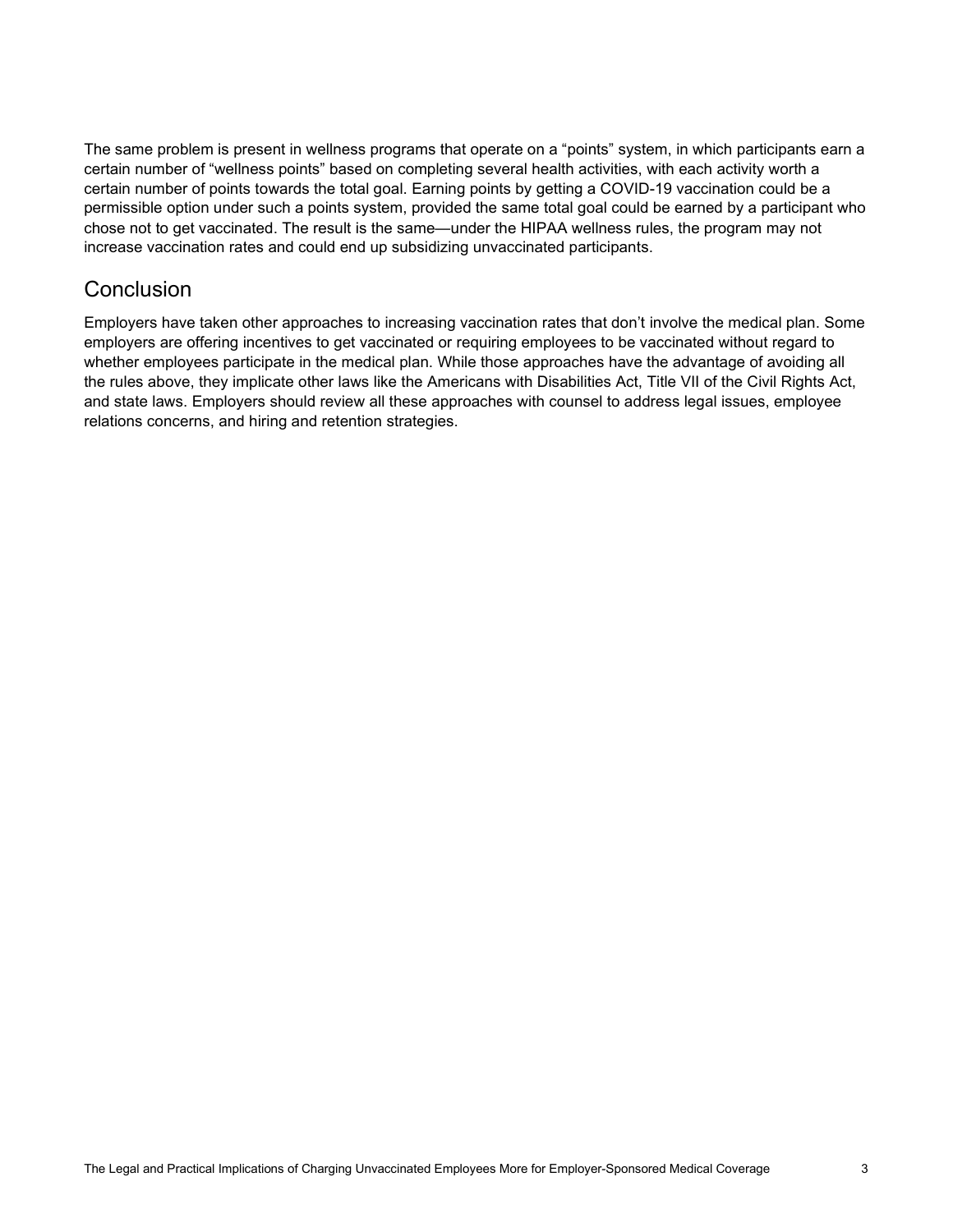The same problem is present in wellness programs that operate on a "points" system, in which participants earn a certain number of "wellness points" based on completing several health activities, with each activity worth a certain number of points towards the total goal. Earning points by getting a COVID-19 vaccination could be a permissible option under such a points system, provided the same total goal could be earned by a participant who chose not to get vaccinated. The result is the same—under the HIPAA wellness rules, the program may not increase vaccination rates and could end up subsidizing unvaccinated participants.

## Conclusion

Employers have taken other approaches to increasing vaccination rates that don't involve the medical plan. Some employers are offering incentives to get vaccinated or requiring employees to be vaccinated without regard to whether employees participate in the medical plan. While those approaches have the advantage of avoiding all the rules above, they implicate other laws like the Americans with Disabilities Act, Title VII of the Civil Rights Act, and state laws. Employers should review all these approaches with counsel to address legal issues, employee relations concerns, and hiring and retention strategies.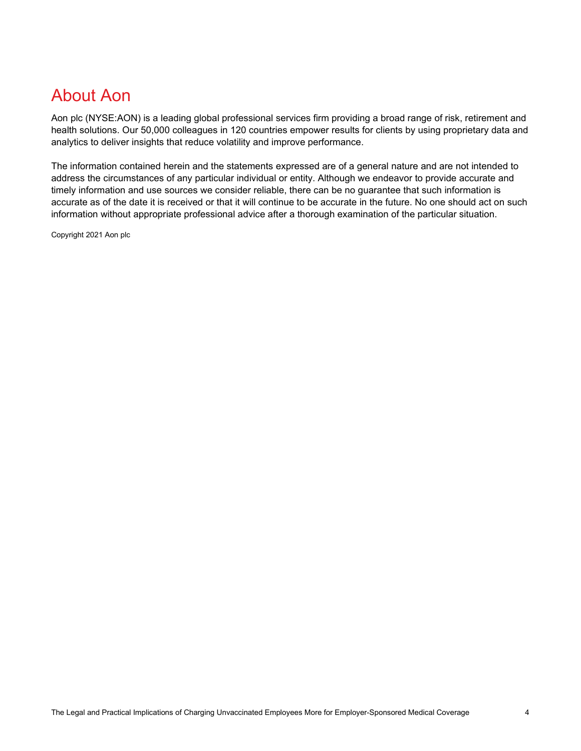# About Aon

Aon plc (NYSE:AON) is a leading global professional services firm providing a broad range of risk, retirement and health solutions. Our 50,000 colleagues in 120 countries empower results for clients by using proprietary data and analytics to deliver insights that reduce volatility and improve performance.

The information contained herein and the statements expressed are of a general nature and are not intended to address the circumstances of any particular individual or entity. Although we endeavor to provide accurate and timely information and use sources we consider reliable, there can be no guarantee that such information is accurate as of the date it is received or that it will continue to be accurate in the future. No one should act on such information without appropriate professional advice after a thorough examination of the particular situation.

Copyright 2021 Aon plc